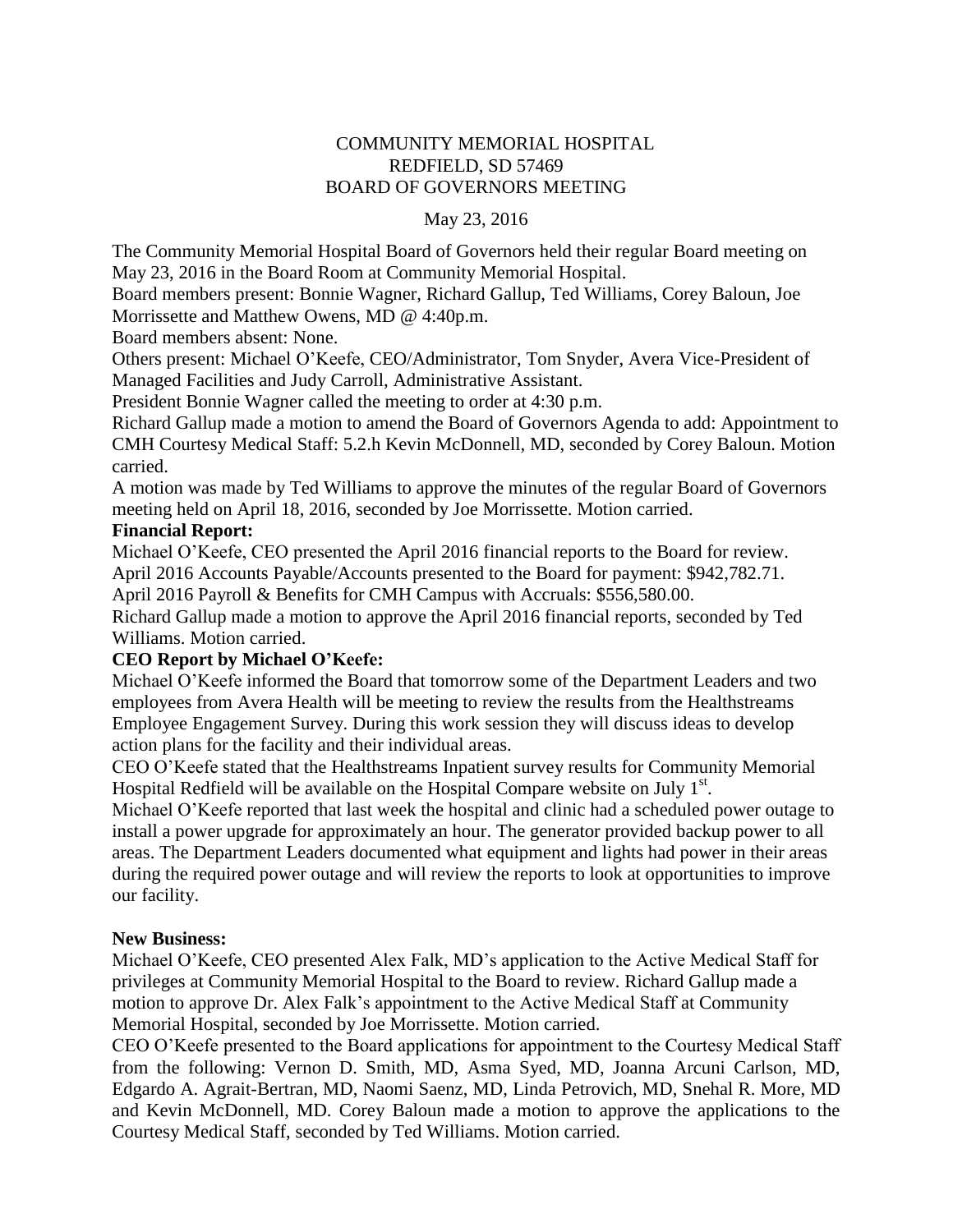# COMMUNITY MEMORIAL HOSPITAL
## REDFIELD, SD 57469
## BOARD OF GOVERNORS MEETING

May 23, 2016

The Community Memorial Hospital Board of Governors held their regular Board meeting on May 23, 2016 in the Board Room at Community Memorial Hospital.

Board members present: Bonnie Wagner, Richard Gallup, Ted Williams, Corey Baloun, Joe Morrissette and Matthew Owens, MD @ 4:40p.m.

Board members absent: None.

Others present: Michael O'Keefe, CEO/Administrator, Tom Snyder, Avera Vice-President of Managed Facilities and Judy Carroll, Administrative Assistant.

President Bonnie Wagner called the meeting to order at 4:30 p.m.

Richard Gallup made a motion to amend the Board of Governors Agenda to add: Appointment to CMH Courtesy Medical Staff: 5.2.h Kevin McDonnell, MD, seconded by Corey Baloun. Motion carried.

A motion was made by Ted Williams to approve the minutes of the regular Board of Governors meeting held on April 18, 2016, seconded by Joe Morrissette. Motion carried.

**Financial Report:**

Michael O'Keefe, CEO presented the April 2016 financial reports to the Board for review.

April 2016 Accounts Payable/Accounts presented to the Board for payment: $942,782.71.

April 2016 Payroll & Benefits for CMH Campus with Accruals: $556,580.00.

Richard Gallup made a motion to approve the April 2016 financial reports, seconded by Ted Williams. Motion carried.

**CEO Report by Michael O'Keefe:**

Michael O'Keefe informed the Board that tomorrow some of the Department Leaders and two employees from Avera Health will be meeting to review the results from the Healthstreams Employee Engagement Survey. During this work session they will discuss ideas to develop action plans for the facility and their individual areas.

CEO O'Keefe stated that the Healthstreams Inpatient survey results for Community Memorial Hospital Redfield will be available on the Hospital Compare website on July 1st.

Michael O'Keefe reported that last week the hospital and clinic had a scheduled power outage to install a power upgrade for approximately an hour. The generator provided backup power to all areas. The Department Leaders documented what equipment and lights had power in their areas during the required power outage and will review the reports to look at opportunities to improve our facility.

**New Business:**

Michael O'Keefe, CEO presented Alex Falk, MD's application to the Active Medical Staff for privileges at Community Memorial Hospital to the Board to review. Richard Gallup made a motion to approve Dr. Alex Falk's appointment to the Active Medical Staff at Community Memorial Hospital, seconded by Joe Morrissette. Motion carried.

CEO O'Keefe presented to the Board applications for appointment to the Courtesy Medical Staff from the following: Vernon D. Smith, MD, Asma Syed, MD, Joanna Arcuni Carlson, MD, Edgardo A. Agrait-Bertran, MD, Naomi Saenz, MD, Linda Petrovich, MD, Snehal R. More, MD and Kevin McDonnell, MD. Corey Baloun made a motion to approve the applications to the Courtesy Medical Staff, seconded by Ted Williams. Motion carried.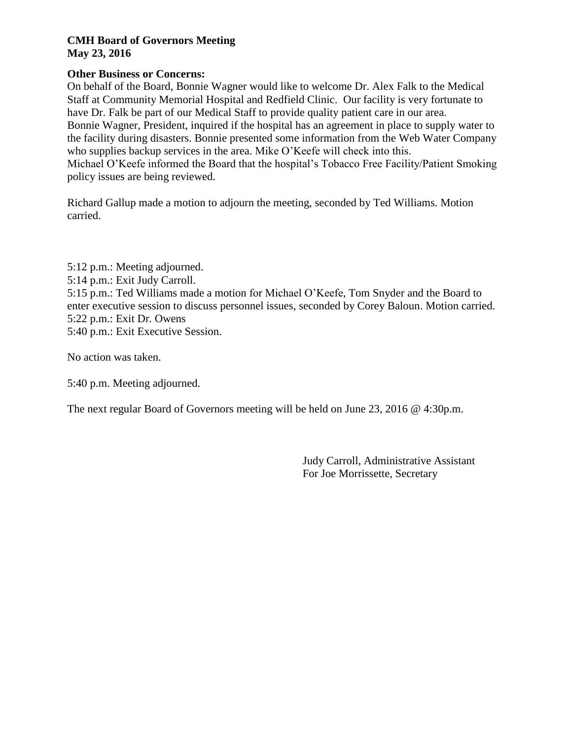**CMH Board of Governors Meeting**
**May 23, 2016**

**Other Business or Concerns:**

On behalf of the Board, Bonnie Wagner would like to welcome Dr. Alex Falk to the Medical Staff at Community Memorial Hospital and Redfield Clinic. Our facility is very fortunate to have Dr. Falk be part of our Medical Staff to provide quality patient care in our area.
Bonnie Wagner, President, inquired if the hospital has an agreement in place to supply water to the facility during disasters. Bonnie presented some information from the Web Water Company who supplies backup services in the area. Mike O'Keefe will check into this.
Michael O'Keefe informed the Board that the hospital's Tobacco Free Facility/Patient Smoking policy issues are being reviewed.

Richard Gallup made a motion to adjourn the meeting, seconded by Ted Williams. Motion carried.

5:12 p.m.: Meeting adjourned.
5:14 p.m.: Exit Judy Carroll.
5:15 p.m.: Ted Williams made a motion for Michael O'Keefe, Tom Snyder and the Board to enter executive session to discuss personnel issues, seconded by Corey Baloun. Motion carried.
5:22 p.m.: Exit Dr. Owens
5:40 p.m.: Exit Executive Session.

No action was taken.

5:40 p.m. Meeting adjourned.

The next regular Board of Governors meeting will be held on June 23, 2016 @ 4:30p.m.

Judy Carroll, Administrative Assistant
For Joe Morrissette, Secretary